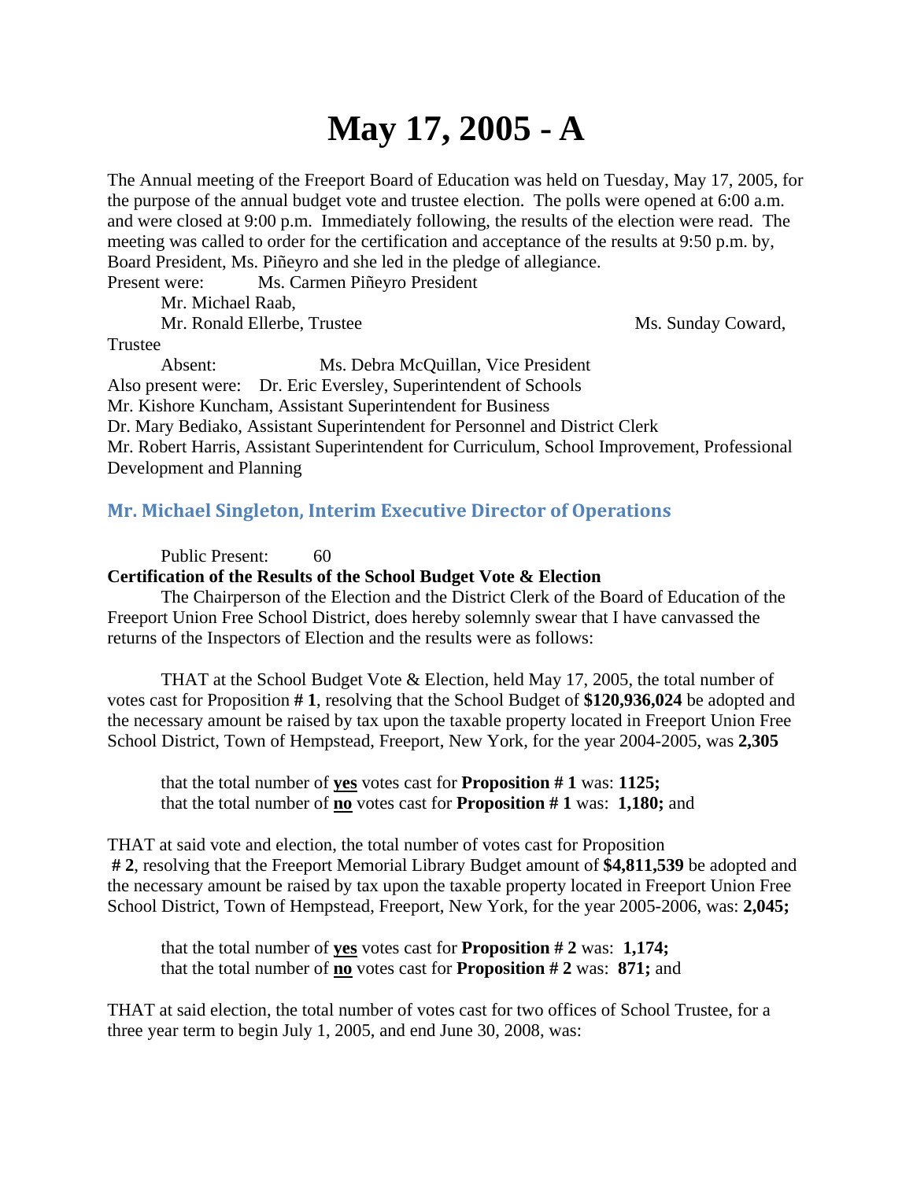# May 17, 2005 - A

The Annual meeting of the Freeport Board of Education was held on Tuesday, May 17, 2005, for the purpose of the annual budget vote and trustee election. The polls were opened at 6:00 a.m. and were closed at 9:00 p.m. Immediately following, the results of the election were read. The meeting was called to order for the certification and acceptance of the results at 9:50 p.m. by, Board President, Ms. Piñeyro and she led in the pledge of allegiance.

Present were: Ms. Carmen Piñeyro President

Mr. Michael Raab,

Mr. Ronald Ellerbe, Trustee

Ms. Sunday Coward, Trustee

Absent: Ms. Debra McQuillan, Vice President

Also present were: Dr. Eric Eversley, Superintendent of Schools

Mr. Kishore Kuncham, Assistant Superintendent for Business

Dr. Mary Bediako, Assistant Superintendent for Personnel and District Clerk

Mr. Robert Harris, Assistant Superintendent for Curriculum, School Improvement, Professional Development and Planning

### Mr. Michael Singleton, Interim Executive Director of Operations

Public Present: 60

**Certification of the Results of the School Budget Vote & Election**

The Chairperson of the Election and the District Clerk of the Board of Education of the Freeport Union Free School District, does hereby solemnly swear that I have canvassed the returns of the Inspectors of Election and the results were as follows:

THAT at the School Budget Vote & Election, held May 17, 2005, the total number of votes cast for Proposition **# 1**, resolving that the School Budget of **$120,936,024** be adopted and the necessary amount be raised by tax upon the taxable property located in Freeport Union Free School District, Town of Hempstead, Freeport, New York, for the year 2004-2005, was **2,305**

that the total number of **yes** votes cast for **Proposition # 1** was: **1125;**
that the total number of **no** votes cast for **Proposition # 1** was: **1,180;** and

THAT at said vote and election, the total number of votes cast for Proposition **# 2**, resolving that the Freeport Memorial Library Budget amount of **$4,811,539** be adopted and the necessary amount be raised by tax upon the taxable property located in Freeport Union Free School District, Town of Hempstead, Freeport, New York, for the year 2005-2006, was: **2,045;**

that the total number of **yes** votes cast for **Proposition # 2** was: **1,174;**
that the total number of **no** votes cast for **Proposition # 2** was: **871;** and

THAT at said election, the total number of votes cast for two offices of School Trustee, for a three year term to begin July 1, 2005, and end June 30, 2008, was: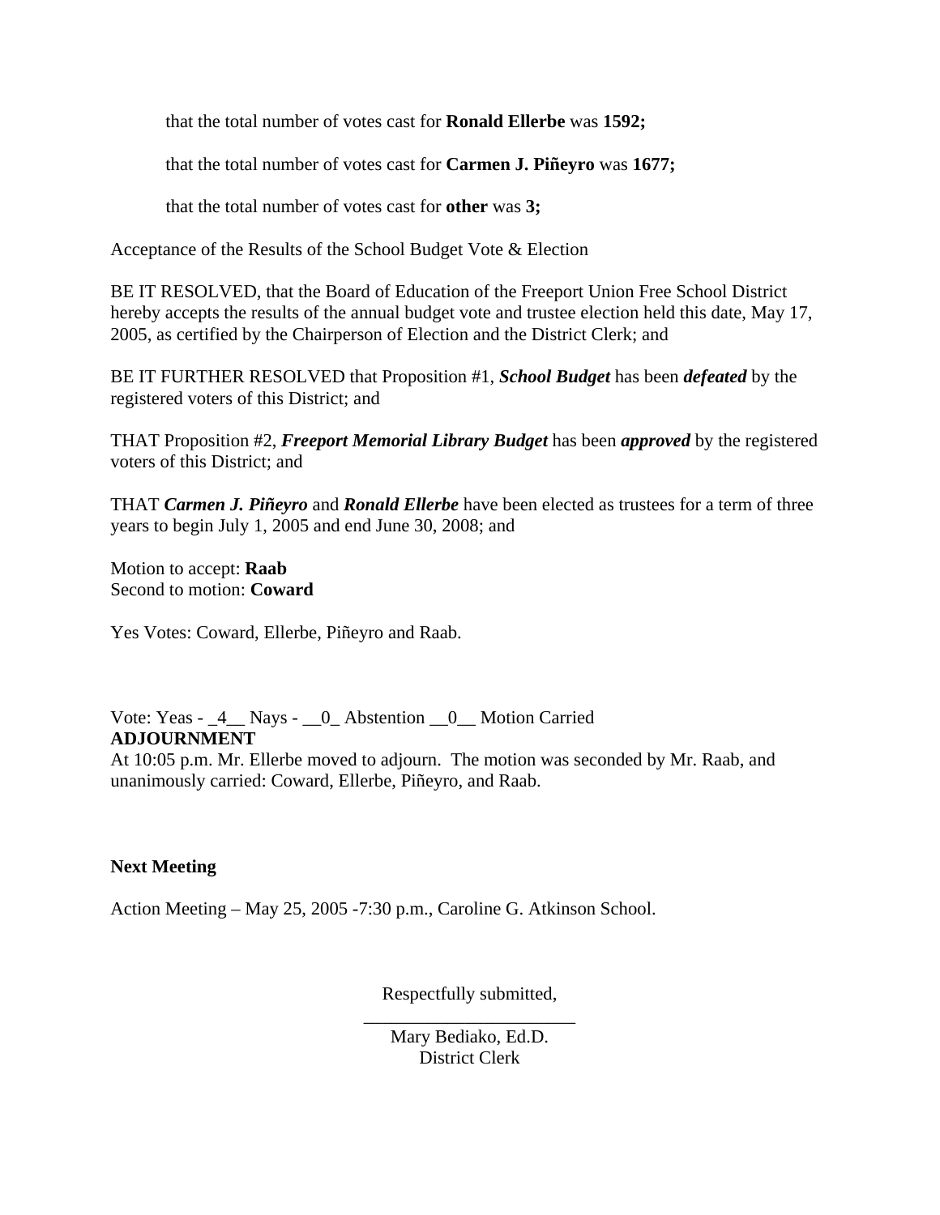that the total number of votes cast for **Ronald Ellerbe** was **1592;**

that the total number of votes cast for **Carmen J. Piñeyro** was **1677;**

that the total number of votes cast for **other** was **3;**

Acceptance of the Results of the School Budget Vote & Election

BE IT RESOLVED, that the Board of Education of the Freeport Union Free School District hereby accepts the results of the annual budget vote and trustee election held this date, May 17, 2005, as certified by the Chairperson of Election and the District Clerk; and

BE IT FURTHER RESOLVED that Proposition #1, ***School Budget*** has been ***defeated*** by the registered voters of this District; and

THAT Proposition #2, ***Freeport Memorial Library Budget*** has been ***approved*** by the registered voters of this District; and

THAT ***Carmen J. Piñeyro*** and ***Ronald Ellerbe*** have been elected as trustees for a term of three years to begin July 1, 2005 and end June 30, 2008; and

Motion to accept: **Raab**
Second to motion: **Coward**

Yes Votes: Coward, Ellerbe, Piñeyro and Raab.

Vote: Yeas - _4__ Nays - __0_ Abstention __0__ Motion Carried

**ADJOURNMENT**

At 10:05 p.m. Mr. Ellerbe moved to adjourn. The motion was seconded by Mr. Raab, and unanimously carried: Coward, Ellerbe, Piñeyro, and Raab.

**Next Meeting**

Action Meeting – May 25, 2005 -7:30 p.m., Caroline G. Atkinson School.

Respectfully submitted,

_______________________

Mary Bediako, Ed.D.
District Clerk